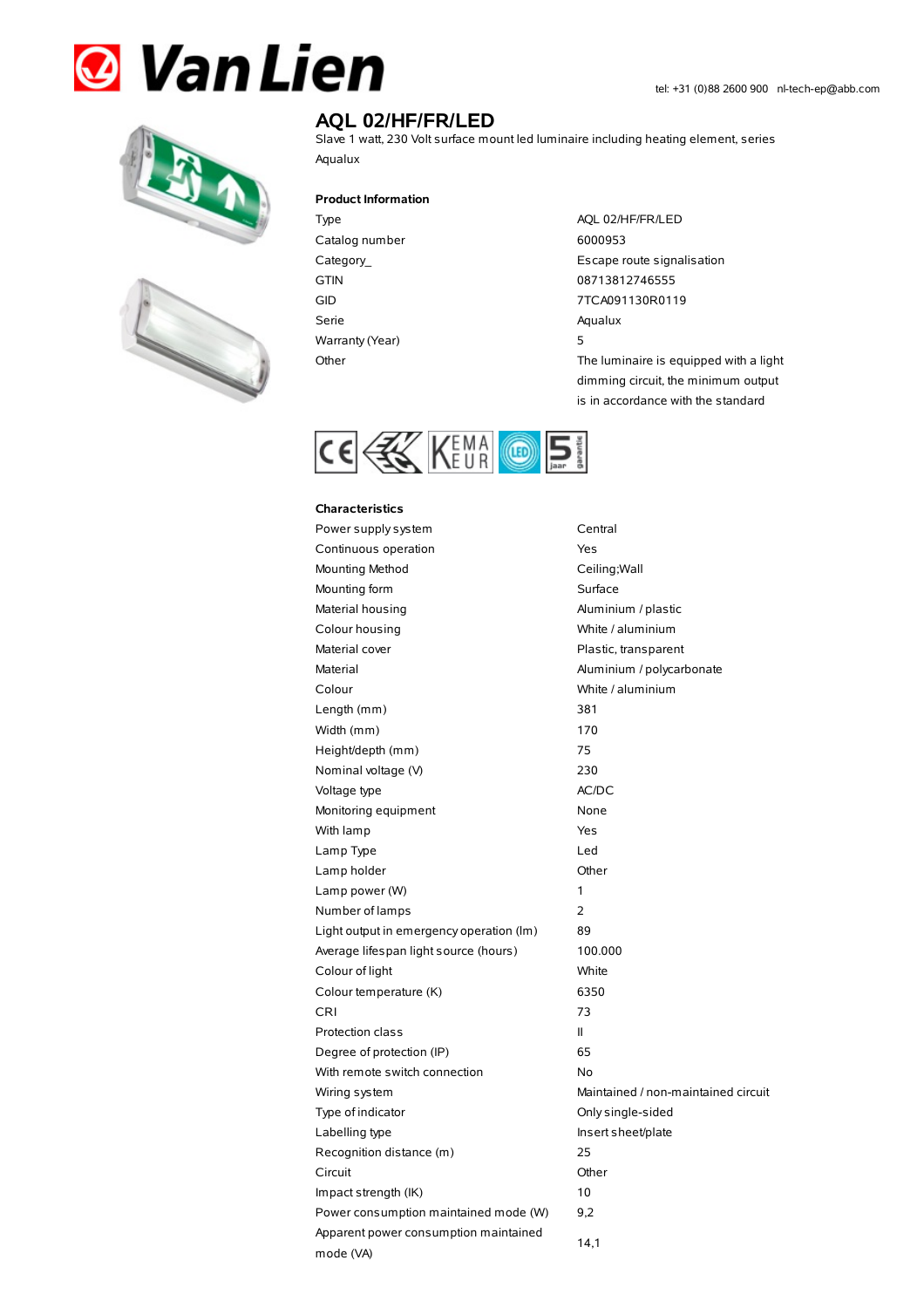# AQL 02/HF/FR/LED

Slave 1 watt, 230 Volt surface mount led luminaire including heating element, series Aqualux

### Product Information

| | |
|---|---|
| Type | AQL 02/HF/FR/LED |
| Catalog number | 6000953 |
| Category_ | Escape route signalisation |
| GTIN | 08713812746555 |
| GID | 7TCA091130R0119 |
| Serie | Aqualux |
| Warranty (Year) | 5 |
| Other | The luminaire is equipped with a light dimming circuit, the minimum output is in accordance with the standard |

### Characteristics

| | |
|---|---|
| Power supply system | Central |
| Continuous operation | Yes |
| Mounting Method | Ceiling;Wall |
| Mounting form | Surface |
| Material housing | Aluminium / plastic |
| Colour housing | White / aluminium |
| Material cover | Plastic, transparent |
| Material | Aluminium / polycarbonate |
| Colour | White / aluminium |
| Length (mm) | 381 |
| Width (mm) | 170 |
| Height/depth (mm) | 75 |
| Nominal voltage (V) | 230 |
| Voltage type | AC/DC |
| Monitoring equipment | None |
| With lamp | Yes |
| Lamp Type | Led |
| Lamp holder | Other |
| Lamp power (W) | 1 |
| Number of lamps | 2 |
| Light output in emergency operation (lm) | 89 |
| Average lifespan light source (hours) | 100.000 |
| Colour of light | White |
| Colour temperature (K) | 6350 |
| CRI | 73 |
| Protection class | II |
| Degree of protection (IP) | 65 |
| With remote switch connection | No |
| Wiring system | Maintained / non-maintained circuit |
| Type of indicator | Only single-sided |
| Labelling type | Insert sheet/plate |
| Recognition distance (m) | 25 |
| Circuit | Other |
| Impact strength (IK) | 10 |
| Power consumption maintained mode (W) | 9,2 |
| Apparent power consumption maintained mode (VA) | 14,1 |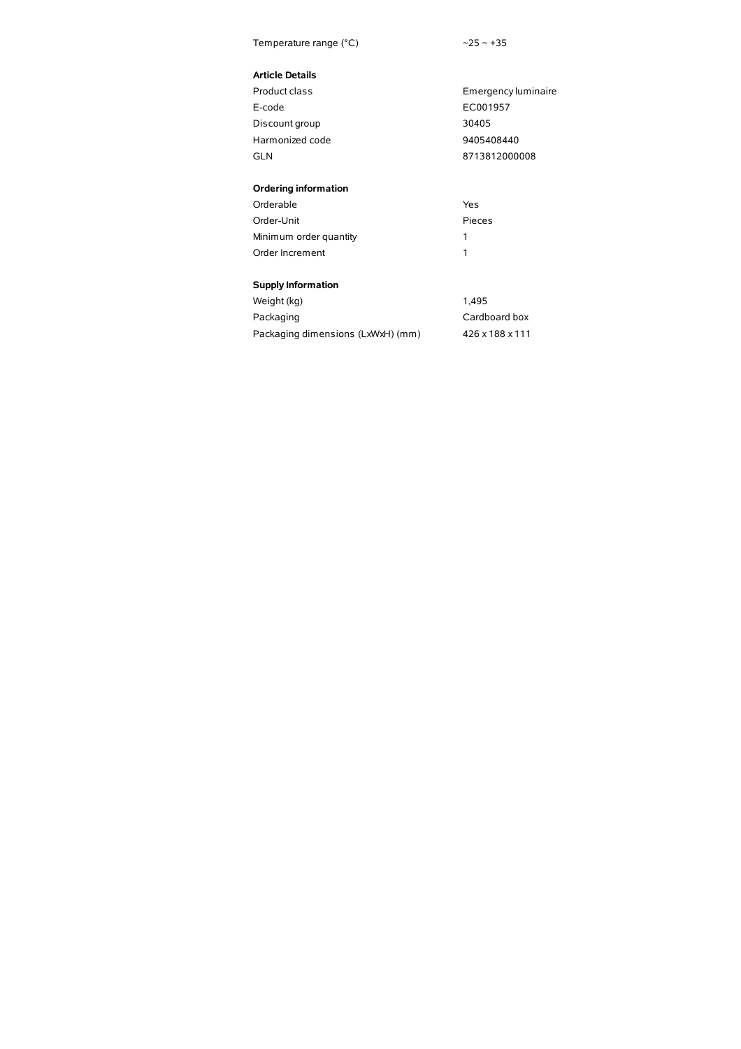| | |
|---|---|
| Temperature range (°C) | -25 ~ +35 |

**Article Details**

| | |
|---|---|
| Product class | Emergency luminaire |
| E-code | EC001957 |
| Discount group | 30405 |
| Harmonized code | 9405408440 |
| GLN | 8713812000008 |

**Ordering information**

| | |
|---|---|
| Orderable | Yes |
| Order-Unit | Pieces |
| Minimum order quantity | 1 |
| Order Increment | 1 |

**Supply Information**

| | |
|---|---|
| Weight (kg) | 1,495 |
| Packaging | Cardboard box |
| Packaging dimensions (LxWxH) (mm) | 426 x 188 x 111 |